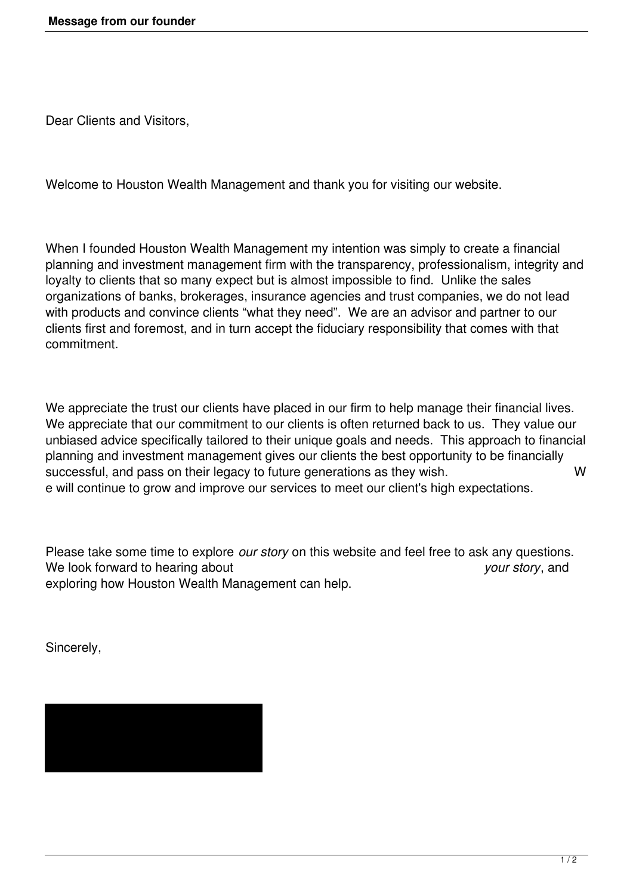# Message from our founder

Dear Clients and Visitors,

Welcome to Houston Wealth Management and thank you for visiting our website.

When I founded Houston Wealth Management my intention was simply to create a financial planning and investment management firm with the transparency, professionalism, integrity and loyalty to clients that so many expect but is almost impossible to find. Unlike the sales organizations of banks, brokerages, insurance agencies and trust companies, we do not lead with products and convince clients "what they need". We are an advisor and partner to our clients first and foremost, and in turn accept the fiduciary responsibility that comes with that commitment.

We appreciate the trust our clients have placed in our firm to help manage their financial lives. We appreciate that our commitment to our clients is often returned back to us. They value our unbiased advice specifically tailored to their unique goals and needs. This approach to financial planning and investment management gives our clients the best opportunity to be financially successful, and pass on their legacy to future generations as they wish. We will continue to grow and improve our services to meet our client's high expectations.

Please take some time to explore *our story* on this website and feel free to ask any questions. We look forward to hearing about *your story*, and exploring how Houston Wealth Management can help.

Sincerely,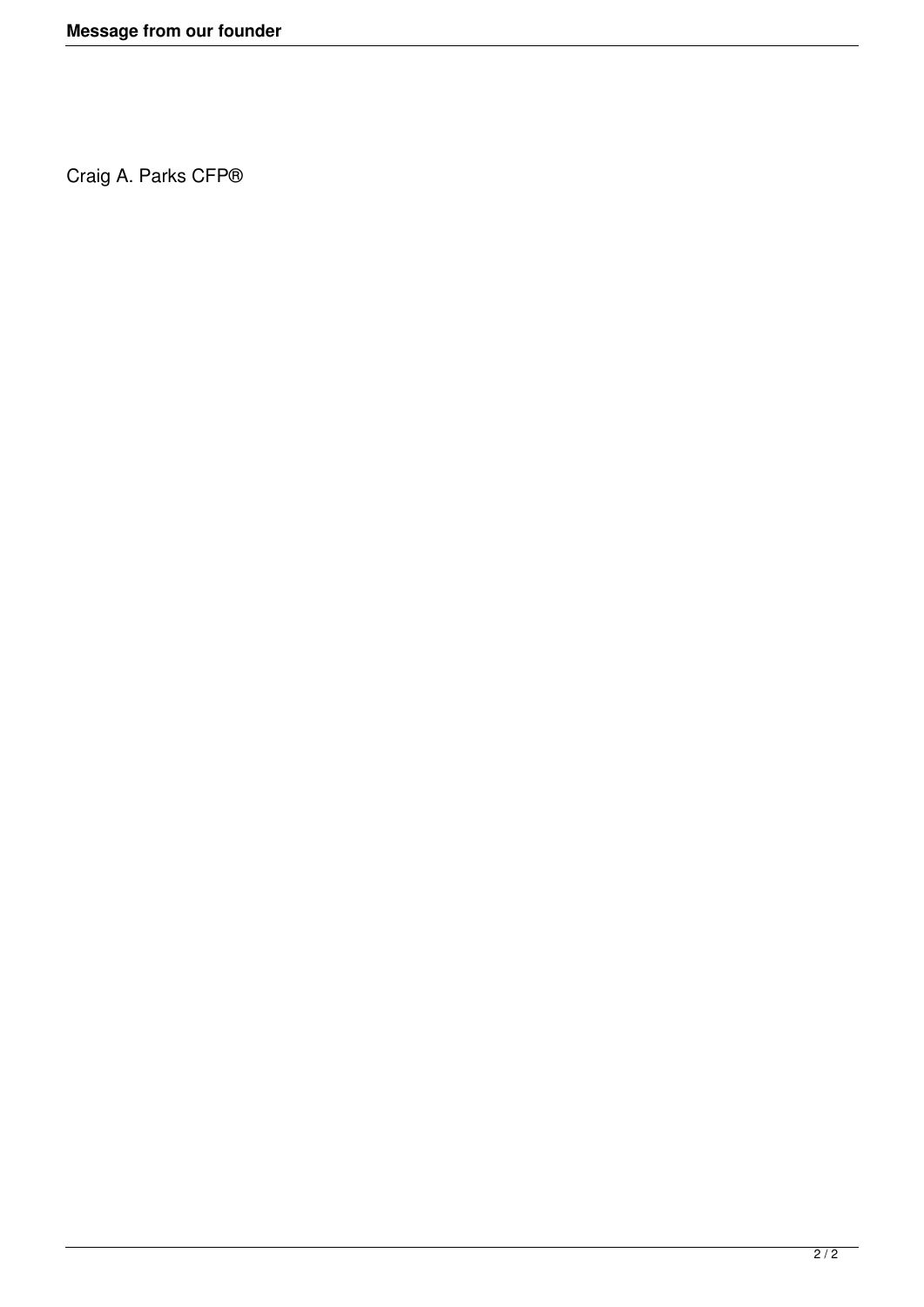Craig A. Parks CFP®